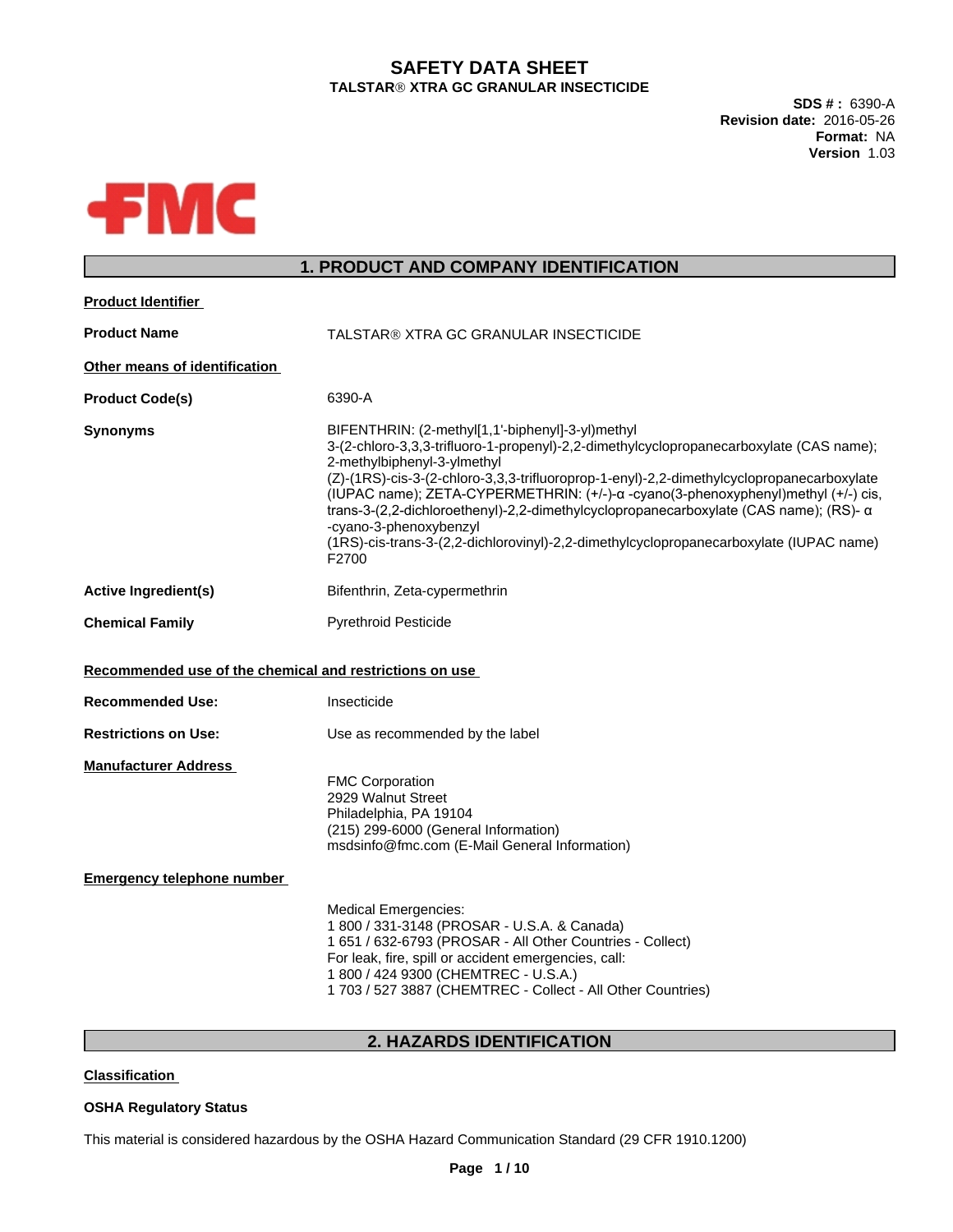# SAFETY DATA SHEET

**TALSTAR® XTRA GC GRANULAR INSECTICIDE**

**SDS # :** 6390-A
**Revision date:** 2016-05-26
**Format:** NA
**Version** 1.03

FMC

## 1. PRODUCT AND COMPANY IDENTIFICATION

**Product Identifier**

**Product Name** TALSTAR® XTRA GC GRANULAR INSECTICIDE

**Other means of identification**

**Product Code(s)** 6390-A

**Synonyms** BIFENTHRIN: (2-methyl[1,1'-biphenyl]-3-yl)methyl 3-(2-chloro-3,3,3-trifluoro-1-propenyl)-2,2-dimethylcyclopropanecarboxylate (CAS name); 2-methylbiphenyl-3-ylmethyl (Z)-(1RS)-cis-3-(2-chloro-3,3,3-trifluoroprop-1-enyl)-2,2-dimethylcyclopropanecarboxylate (IUPAC name); ZETA-CYPERMETHRIN: (+/-)-α -cyano(3-phenoxyphenyl)methyl (+/-) cis, trans-3-(2,2-dichloroethenyl)-2,2-dimethylcyclopropanecarboxylate (CAS name); (RS)- α -cyano-3-phenoxybenzyl (1RS)-cis-trans-3-(2,2-dichlorovinyl)-2,2-dimethylcyclopropanecarboxylate (IUPAC name) F2700

**Active Ingredient(s)** Bifenthrin, Zeta-cypermethrin

**Chemical Family** Pyrethroid Pesticide

**Recommended use of the chemical and restrictions on use**

**Recommended Use:** Insecticide

**Restrictions on Use:** Use as recommended by the label

**Manufacturer Address**

FMC Corporation
2929 Walnut Street
Philadelphia, PA 19104
(215) 299-6000 (General Information)
msdsinfo@fmc.com (E-Mail General Information)

**Emergency telephone number**

Medical Emergencies:
1 800 / 331-3148 (PROSAR - U.S.A. & Canada)
1 651 / 632-6793 (PROSAR - All Other Countries - Collect)
For leak, fire, spill or accident emergencies, call:
1 800 / 424 9300 (CHEMTREC - U.S.A.)
1 703 / 527 3887 (CHEMTREC - Collect - All Other Countries)

## 2. HAZARDS IDENTIFICATION

**Classification**

**OSHA Regulatory Status**

This material is considered hazardous by the OSHA Hazard Communication Standard (29 CFR 1910.1200)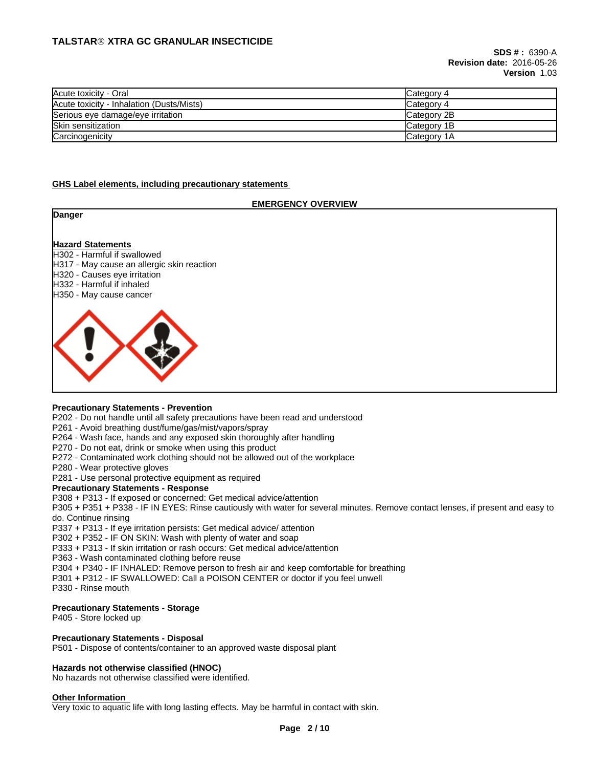| Acute toxicity - Oral | Category 4 |
|---|---|
| Acute toxicity - Inhalation (Dusts/Mists) | Category 4 |
| Serious eye damage/eye irritation | Category 2B |
| Skin sensitization | Category 1B |
| Carcinogenicity | Category 1A |

### GHS Label elements, including precautionary statements

**EMERGENCY OVERVIEW**

**Danger**

**Hazard Statements**

H302 - Harmful if swallowed
H317 - May cause an allergic skin reaction
H320 - Causes eye irritation
H332 - Harmful if inhaled
H350 - May cause cancer

**Precautionary Statements - Prevention**

P202 - Do not handle until all safety precautions have been read and understood
P261 - Avoid breathing dust/fume/gas/mist/vapors/spray
P264 - Wash face, hands and any exposed skin thoroughly after handling
P270 - Do not eat, drink or smoke when using this product
P272 - Contaminated work clothing should not be allowed out of the workplace
P280 - Wear protective gloves
P281 - Use personal protective equipment as required

**Precautionary Statements - Response**

P308 + P313 - If exposed or concerned: Get medical advice/attention
P305 + P351 + P338 - IF IN EYES: Rinse cautiously with water for several minutes. Remove contact lenses, if present and easy to do. Continue rinsing
P337 + P313 - If eye irritation persists: Get medical advice/ attention
P302 + P352 - IF ON SKIN: Wash with plenty of water and soap
P333 + P313 - If skin irritation or rash occurs: Get medical advice/attention
P363 - Wash contaminated clothing before reuse
P304 + P340 - IF INHALED: Remove person to fresh air and keep comfortable for breathing
P301 + P312 - IF SWALLOWED: Call a POISON CENTER or doctor if you feel unwell
P330 - Rinse mouth

**Precautionary Statements - Storage**

P405 - Store locked up

**Precautionary Statements - Disposal**

P501 - Dispose of contents/container to an approved waste disposal plant

### Hazards not otherwise classified (HNOC)

No hazards not otherwise classified were identified.

### Other Information

Very toxic to aquatic life with long lasting effects. May be harmful in contact with skin.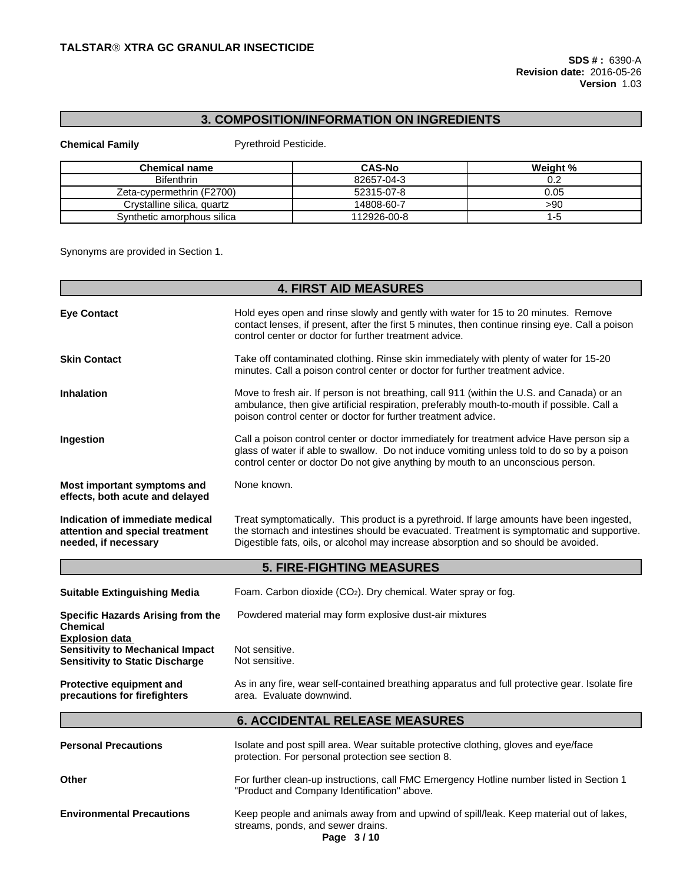## 3. COMPOSITION/INFORMATION ON INGREDIENTS

**Chemical Family** Pyrethroid Pesticide.

| Chemical name | CAS-No | Weight % |
|---|---|---|
| Bifenthrin | 82657-04-3 | 0.2 |
| Zeta-cypermethrin (F2700) | 52315-07-8 | 0.05 |
| Crystalline silica, quartz | 14808-60-7 | >90 |
| Synthetic amorphous silica | 112926-00-8 | 1-5 |

Synonyms are provided in Section 1.

## 4. FIRST AID MEASURES

**Eye Contact**
Hold eyes open and rinse slowly and gently with water for 15 to 20 minutes. Remove contact lenses, if present, after the first 5 minutes, then continue rinsing eye. Call a poison control center or doctor for further treatment advice.

**Skin Contact**
Take off contaminated clothing. Rinse skin immediately with plenty of water for 15-20 minutes. Call a poison control center or doctor for further treatment advice.

**Inhalation**
Move to fresh air. If person is not breathing, call 911 (within the U.S. and Canada) or an ambulance, then give artificial respiration, preferably mouth-to-mouth if possible. Call a poison control center or doctor for further treatment advice.

**Ingestion**
Call a poison control center or doctor immediately for treatment advice Have person sip a glass of water if able to swallow. Do not induce vomiting unless told to do so by a poison control center or doctor Do not give anything by mouth to an unconscious person.

**Most important symptoms and effects, both acute and delayed**
None known.

**Indication of immediate medical attention and special treatment needed, if necessary**
Treat symptomatically. This product is a pyrethroid. If large amounts have been ingested, the stomach and intestines should be evacuated. Treatment is symptomatic and supportive. Digestible fats, oils, or alcohol may increase absorption and so should be avoided.

## 5. FIRE-FIGHTING MEASURES

**Suitable Extinguishing Media**
Foam. Carbon dioxide ($CO_2$). Dry chemical. Water spray or fog.

**Specific Hazards Arising from the Chemical**
Powdered material may form explosive dust-air mixtures

**Explosion data**

**Sensitivity to Mechanical Impact** Not sensitive.

**Sensitivity to Static Discharge** Not sensitive.

**Protective equipment and precautions for firefighters**
As in any fire, wear self-contained breathing apparatus and full protective gear. Isolate fire area. Evaluate downwind.

## 6. ACCIDENTAL RELEASE MEASURES

**Personal Precautions**
Isolate and post spill area. Wear suitable protective clothing, gloves and eye/face protection. For personal protection see section 8.

**Other**
For further clean-up instructions, call FMC Emergency Hotline number listed in Section 1 "Product and Company Identification" above.

**Environmental Precautions**
Keep people and animals away from and upwind of spill/leak. Keep material out of lakes, streams, ponds, and sewer drains.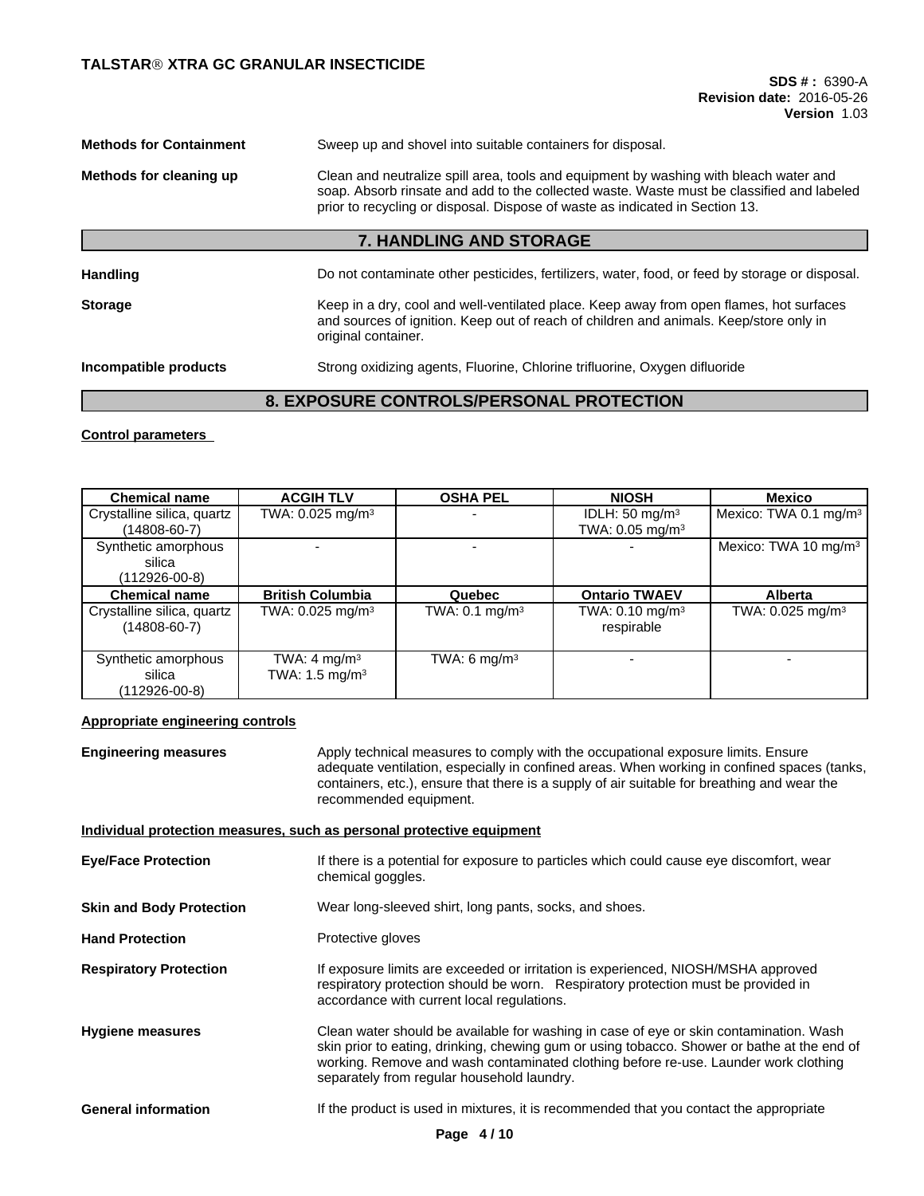| | |
|---|---|
| **Methods for Containment** | Sweep up and shovel into suitable containers for disposal. |
| **Methods for cleaning up** | Clean and neutralize spill area, tools and equipment by washing with bleach water and soap. Absorb rinsate and add to the collected waste. Waste must be classified and labeled prior to recycling or disposal. Dispose of waste as indicated in Section 13. |

## 7. HANDLING AND STORAGE

| | |
|---|---|
| **Handling** | Do not contaminate other pesticides, fertilizers, water, food, or feed by storage or disposal. |
| **Storage** | Keep in a dry, cool and well-ventilated place. Keep away from open flames, hot surfaces and sources of ignition. Keep out of reach of children and animals. Keep/store only in original container. |
| **Incompatible products** | Strong oxidizing agents, Fluorine, Chlorine trifluorine, Oxygen difluoride |

## 8. EXPOSURE CONTROLS/PERSONAL PROTECTION

**Control parameters**

| Chemical name | ACGIH TLV | OSHA PEL | NIOSH | Mexico |
|---|---|---|---|---|
| Crystalline silica, quartz (14808-60-7) | TWA: 0.025 mg/m³ | - | IDLH: 50 mg/m³<br>TWA: 0.05 mg/m³ | Mexico: TWA 0.1 mg/m³ |
| Synthetic amorphous silica (112926-00-8) | - | - | - | Mexico: TWA 10 mg/m³ |
| **Chemical name** | **British Columbia** | **Quebec** | **Ontario TWAEV** | **Alberta** |
| Crystalline silica, quartz (14808-60-7) | TWA: 0.025 mg/m³ | TWA: 0.1 mg/m³ | TWA: 0.10 mg/m³ respirable | TWA: 0.025 mg/m³ |
| Synthetic amorphous silica (112926-00-8) | TWA: 4 mg/m³<br>TWA: 1.5 mg/m³ | TWA: 6 mg/m³ | - | - |

**Appropriate engineering controls**

| | |
|---|---|
| **Engineering measures** | Apply technical measures to comply with the occupational exposure limits. Ensure adequate ventilation, especially in confined areas. When working in confined spaces (tanks, containers, etc.), ensure that there is a supply of air suitable for breathing and wear the recommended equipment. |

**Individual protection measures, such as personal protective equipment**

| | |
|---|---|
| **Eye/Face Protection** | If there is a potential for exposure to particles which could cause eye discomfort, wear chemical goggles. |
| **Skin and Body Protection** | Wear long-sleeved shirt, long pants, socks, and shoes. |
| **Hand Protection** | Protective gloves |
| **Respiratory Protection** | If exposure limits are exceeded or irritation is experienced, NIOSH/MSHA approved respiratory protection should be worn. Respiratory protection must be provided in accordance with current local regulations. |
| **Hygiene measures** | Clean water should be available for washing in case of eye or skin contamination. Wash skin prior to eating, drinking, chewing gum or using tobacco. Shower or bathe at the end of working. Remove and wash contaminated clothing before re-use. Launder work clothing separately from regular household laundry. |
| **General information** | If the product is used in mixtures, it is recommended that you contact the appropriate |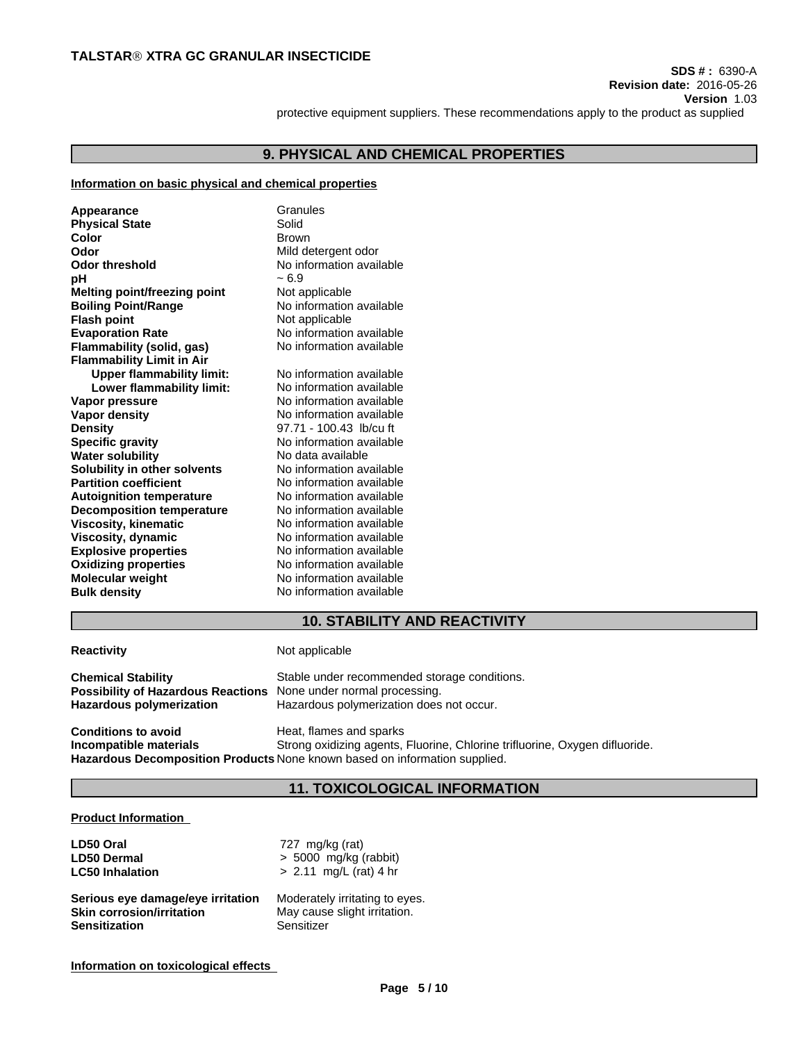protective equipment suppliers. These recommendations apply to the product as supplied

## 9. PHYSICAL AND CHEMICAL PROPERTIES

**Information on basic physical and chemical properties**

| | |
|---|---|
| **Appearance** | Granules |
| **Physical State** | Solid |
| **Color** | Brown |
| **Odor** | Mild detergent odor |
| **Odor threshold** | No information available |
| **pH** | ~ 6.9 |
| **Melting point/freezing point** | Not applicable |
| **Boiling Point/Range** | No information available |
| **Flash point** | Not applicable |
| **Evaporation Rate** | No information available |
| **Flammability (solid, gas)** | No information available |
| **Flammability Limit in Air** | |
| **Upper flammability limit:** | No information available |
| **Lower flammability limit:** | No information available |
| **Vapor pressure** | No information available |
| **Vapor density** | No information available |
| **Density** | 97.71 - 100.43 lb/cu ft |
| **Specific gravity** | No information available |
| **Water solubility** | No data available |
| **Solubility in other solvents** | No information available |
| **Partition coefficient** | No information available |
| **Autoignition temperature** | No information available |
| **Decomposition temperature** | No information available |
| **Viscosity, kinematic** | No information available |
| **Viscosity, dynamic** | No information available |
| **Explosive properties** | No information available |
| **Oxidizing properties** | No information available |
| **Molecular weight** | No information available |
| **Bulk density** | No information available |

## 10. STABILITY AND REACTIVITY

**Reactivity** Not applicable

**Chemical Stability** Stable under recommended storage conditions.
**Possibility of Hazardous Reactions** None under normal processing.
**Hazardous polymerization** Hazardous polymerization does not occur.

**Conditions to avoid** Heat, flames and sparks
**Incompatible materials** Strong oxidizing agents, Fluorine, Chlorine trifluorine, Oxygen difluoride.
**Hazardous Decomposition Products** None known based on information supplied.

## 11. TOXICOLOGICAL INFORMATION

**Product Information**

| | |
|---|---|
| **LD50 Oral** | 727 mg/kg (rat) |
| **LD50 Dermal** | > 5000 mg/kg (rabbit) |
| **LC50 Inhalation** | > 2.11 mg/L (rat) 4 hr |

| | |
|---|---|
| **Serious eye damage/eye irritation** | Moderately irritating to eyes. |
| **Skin corrosion/irritation** | May cause slight irritation. |
| **Sensitization** | Sensitizer |

**Information on toxicological effects**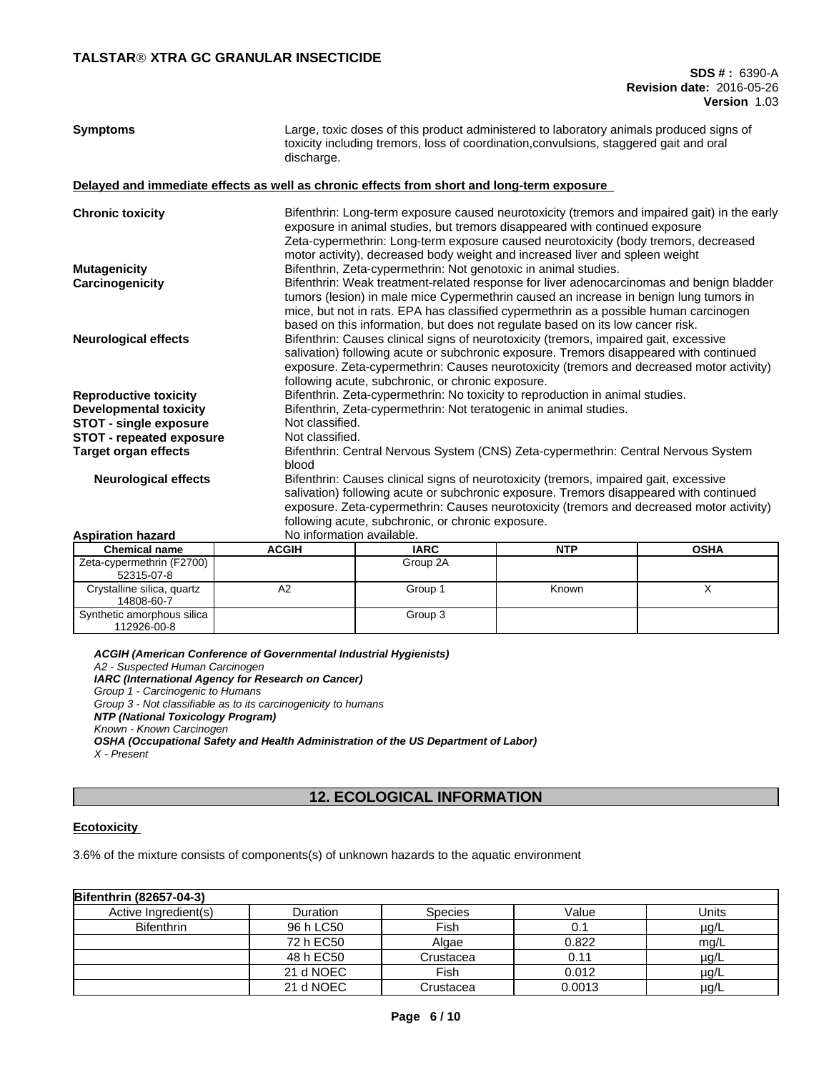**Symptoms** Large, toxic doses of this product administered to laboratory animals produced signs of toxicity including tremors, loss of coordination,convulsions, staggered gait and oral discharge.

**Delayed and immediate effects as well as chronic effects from short and long-term exposure**

**Chronic toxicity** Bifenthrin: Long-term exposure caused neurotoxicity (tremors and impaired gait) in the early exposure in animal studies, but tremors disappeared with continued exposure
Zeta-cypermethrin: Long-term exposure caused neurotoxicity (body tremors, decreased motor activity), decreased body weight and increased liver and spleen weight

**Mutagenicity** Bifenthrin, Zeta-cypermethrin: Not genotoxic in animal studies.

**Carcinogenicity** Bifenthrin: Weak treatment-related response for liver adenocarcinomas and benign bladder tumors (lesion) in male mice Cypermethrin caused an increase in benign lung tumors in mice, but not in rats. EPA has classified cypermethrin as a possible human carcinogen based on this information, but does not regulate based on its low cancer risk.

**Neurological effects** Bifenthrin: Causes clinical signs of neurotoxicity (tremors, impaired gait, excessive salivation) following acute or subchronic exposure. Tremors disappeared with continued exposure. Zeta-cypermethrin: Causes neurotoxicity (tremors and decreased motor activity) following acute, subchronic, or chronic exposure.

**Reproductive toxicity** Bifenthrin. Zeta-cypermethrin: No toxicity to reproduction in animal studies.

**Developmental toxicity** Bifenthrin, Zeta-cypermethrin: Not teratogenic in animal studies.

**STOT - single exposure** Not classified.

**STOT - repeated exposure** Not classified.

**Target organ effects** Bifenthrin: Central Nervous System (CNS) Zeta-cypermethrin: Central Nervous System blood

**Neurological effects** Bifenthrin: Causes clinical signs of neurotoxicity (tremors, impaired gait, excessive salivation) following acute or subchronic exposure. Tremors disappeared with continued exposure. Zeta-cypermethrin: Causes neurotoxicity (tremors and decreased motor activity) following acute, subchronic, or chronic exposure.

**Aspiration hazard** No information available.

| Chemical name | ACGIH | IARC | NTP | OSHA |
|---|---|---|---|---|
| Zeta-cypermethrin (F2700) 52315-07-8 | | Group 2A | | |
| Crystalline silica, quartz 14808-60-7 | A2 | Group 1 | Known | X |
| Synthetic amorphous silica 112926-00-8 | | Group 3 | | |

***ACGIH (American Conference of Governmental Industrial Hygienists)***
*A2 - Suspected Human Carcinogen*
***IARC (International Agency for Research on Cancer)***
*Group 1 - Carcinogenic to Humans*
*Group 3 - Not classifiable as to its carcinogenicity to humans*
***NTP (National Toxicology Program)***
*Known - Known Carcinogen*
***OSHA (Occupational Safety and Health Administration of the US Department of Labor)***
*X - Present*

## 12. ECOLOGICAL INFORMATION

**Ecotoxicity**

3.6% of the mixture consists of components(s) of unknown hazards to the aquatic environment

| **Bifenthrin (82657-04-3)** | | | | |
|---|---|---|---|---|
| Active Ingredient(s) | Duration | Species | Value | Units |
| Bifenthrin | 96 h LC50 | Fish | 0.1 | µg/L |
| | 72 h EC50 | Algae | 0.822 | mg/L |
| | 48 h EC50 | Crustacea | 0.11 | µg/L |
| | 21 d NOEC | Fish | 0.012 | µg/L |
| | 21 d NOEC | Crustacea | 0.0013 | µg/L |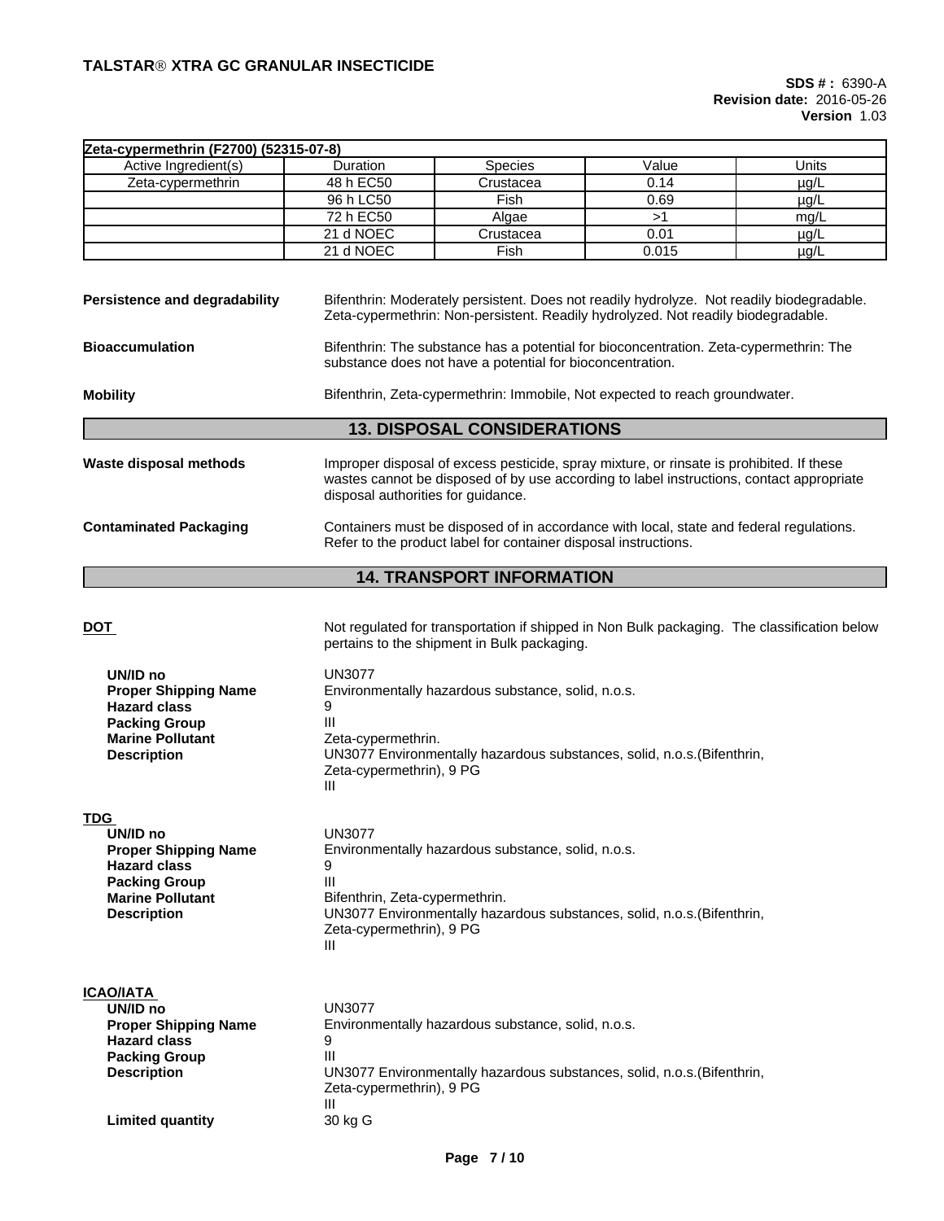| Zeta-cypermethrin (F2700) (52315-07-8) | | | | |
|---|---|---|---|---|
| Active Ingredient(s) | Duration | Species | Value | Units |
| Zeta-cypermethrin | 48 h EC50 | Crustacea | 0.14 | µg/L |
| | 96 h LC50 | Fish | 0.69 | µg/L |
| | 72 h EC50 | Algae | >1 | mg/L |
| | 21 d NOEC | Crustacea | 0.01 | µg/L |
| | 21 d NOEC | Fish | 0.015 | µg/L |

**Persistence and degradability** Bifenthrin: Moderately persistent. Does not readily hydrolyze. Not readily biodegradable. Zeta-cypermethrin: Non-persistent. Readily hydrolyzed. Not readily biodegradable.

**Bioaccumulation** Bifenthrin: The substance has a potential for bioconcentration. Zeta-cypermethrin: The substance does not have a potential for bioconcentration.

**Mobility** Bifenthrin, Zeta-cypermethrin: Immobile, Not expected to reach groundwater.

## 13. DISPOSAL CONSIDERATIONS

**Waste disposal methods** Improper disposal of excess pesticide, spray mixture, or rinsate is prohibited. If these wastes cannot be disposed of by use according to label instructions, contact appropriate disposal authorities for guidance.

**Contaminated Packaging** Containers must be disposed of in accordance with local, state and federal regulations. Refer to the product label for container disposal instructions.

## 14. TRANSPORT INFORMATION

**DOT** Not regulated for transportation if shipped in Non Bulk packaging. The classification below pertains to the shipment in Bulk packaging.

- **UN/ID no** UN3077
- **Proper Shipping Name** Environmentally hazardous substance, solid, n.o.s.
- **Hazard class** 9
- **Packing Group** III
- **Marine Pollutant** Zeta-cypermethrin.
- **Description** UN3077 Environmentally hazardous substances, solid, n.o.s.(Bifenthrin, Zeta-cypermethrin), 9 PG III

**TDG**

- **UN/ID no** UN3077
- **Proper Shipping Name** Environmentally hazardous substance, solid, n.o.s.
- **Hazard class** 9
- **Packing Group** III
- **Marine Pollutant** Bifenthrin, Zeta-cypermethrin.
- **Description** UN3077 Environmentally hazardous substances, solid, n.o.s.(Bifenthrin, Zeta-cypermethrin), 9 PG III

**ICAO/IATA**

- **UN/ID no** UN3077
- **Proper Shipping Name** Environmentally hazardous substance, solid, n.o.s.
- **Hazard class** 9
- **Packing Group** III
- **Description** UN3077 Environmentally hazardous substances, solid, n.o.s.(Bifenthrin, Zeta-cypermethrin), 9 PG III
- **Limited quantity** 30 kg G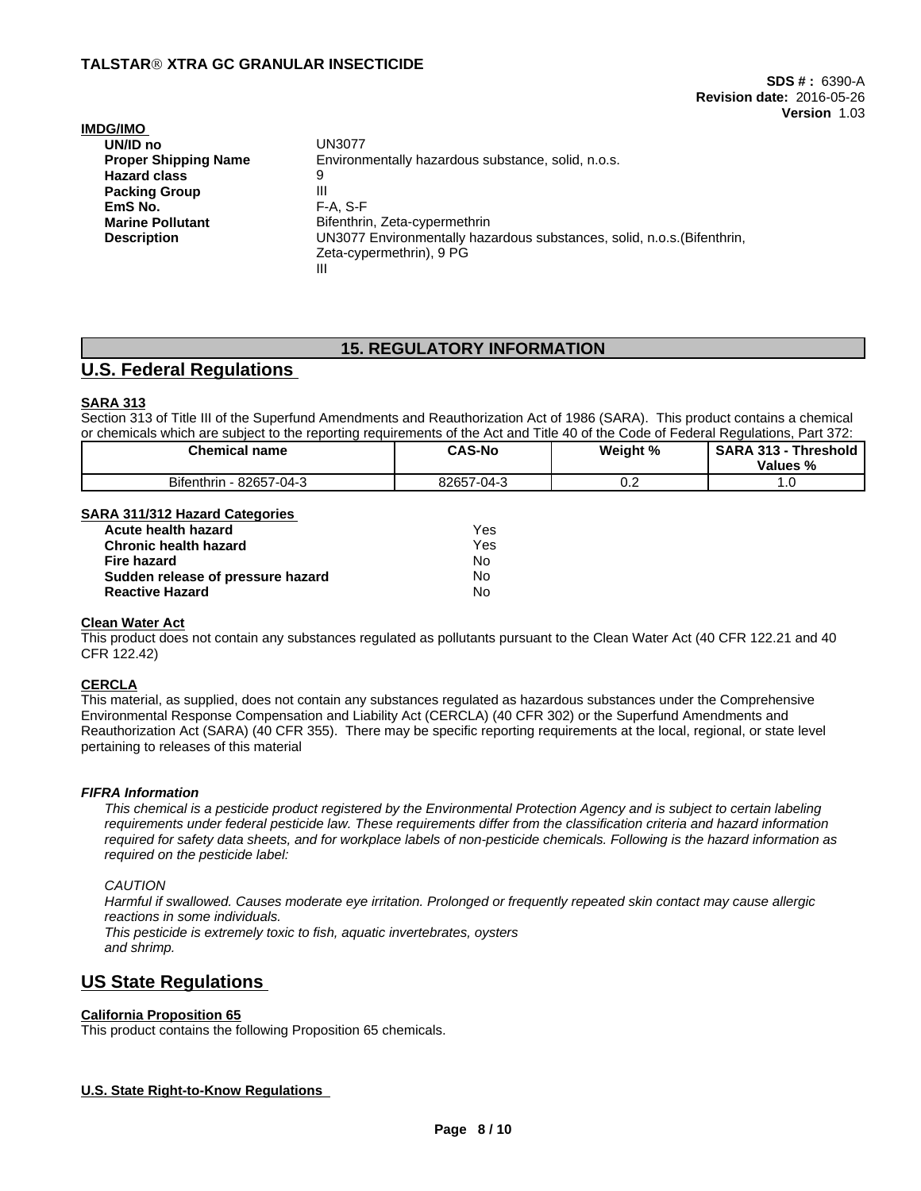**IMDG/IMO**

| | |
|---|---|
| **UN/ID no** | UN3077 |
| **Proper Shipping Name** | Environmentally hazardous substance, solid, n.o.s. |
| **Hazard class** | 9 |
| **Packing Group** | III |
| **EmS No.** | F-A, S-F |
| **Marine Pollutant** | Bifenthrin, Zeta-cypermethrin |
| **Description** | UN3077 Environmentally hazardous substances, solid, n.o.s.(Bifenthrin, Zeta-cypermethrin), 9 PG III |

# 15. REGULATORY INFORMATION

## U.S. Federal Regulations

**SARA 313**

Section 313 of Title III of the Superfund Amendments and Reauthorization Act of 1986 (SARA). This product contains a chemical or chemicals which are subject to the reporting requirements of the Act and Title 40 of the Code of Federal Regulations, Part 372:

| Chemical name | CAS-No | Weight % | SARA 313 - Threshold Values % |
|---|---|---|---|
| Bifenthrin - 82657-04-3 | 82657-04-3 | 0.2 | 1.0 |

**SARA 311/312 Hazard Categories**

| | |
|---|---|
| **Acute health hazard** | Yes |
| **Chronic health hazard** | Yes |
| **Fire hazard** | No |
| **Sudden release of pressure hazard** | No |
| **Reactive Hazard** | No |

**Clean Water Act**

This product does not contain any substances regulated as pollutants pursuant to the Clean Water Act (40 CFR 122.21 and 40 CFR 122.42)

**CERCLA**

This material, as supplied, does not contain any substances regulated as hazardous substances under the Comprehensive Environmental Response Compensation and Liability Act (CERCLA) (40 CFR 302) or the Superfund Amendments and Reauthorization Act (SARA) (40 CFR 355). There may be specific reporting requirements at the local, regional, or state level pertaining to releases of this material

***FIFRA Information***

*This chemical is a pesticide product registered by the Environmental Protection Agency and is subject to certain labeling requirements under federal pesticide law. These requirements differ from the classification criteria and hazard information required for safety data sheets, and for workplace labels of non-pesticide chemicals. Following is the hazard information as required on the pesticide label:*

*CAUTION*

*Harmful if swallowed. Causes moderate eye irritation. Prolonged or frequently repeated skin contact may cause allergic reactions in some individuals.*

*This pesticide is extremely toxic to fish, aquatic invertebrates, oysters and shrimp.*

## US State Regulations

**California Proposition 65**

This product contains the following Proposition 65 chemicals.

**U.S. State Right-to-Know Regulations**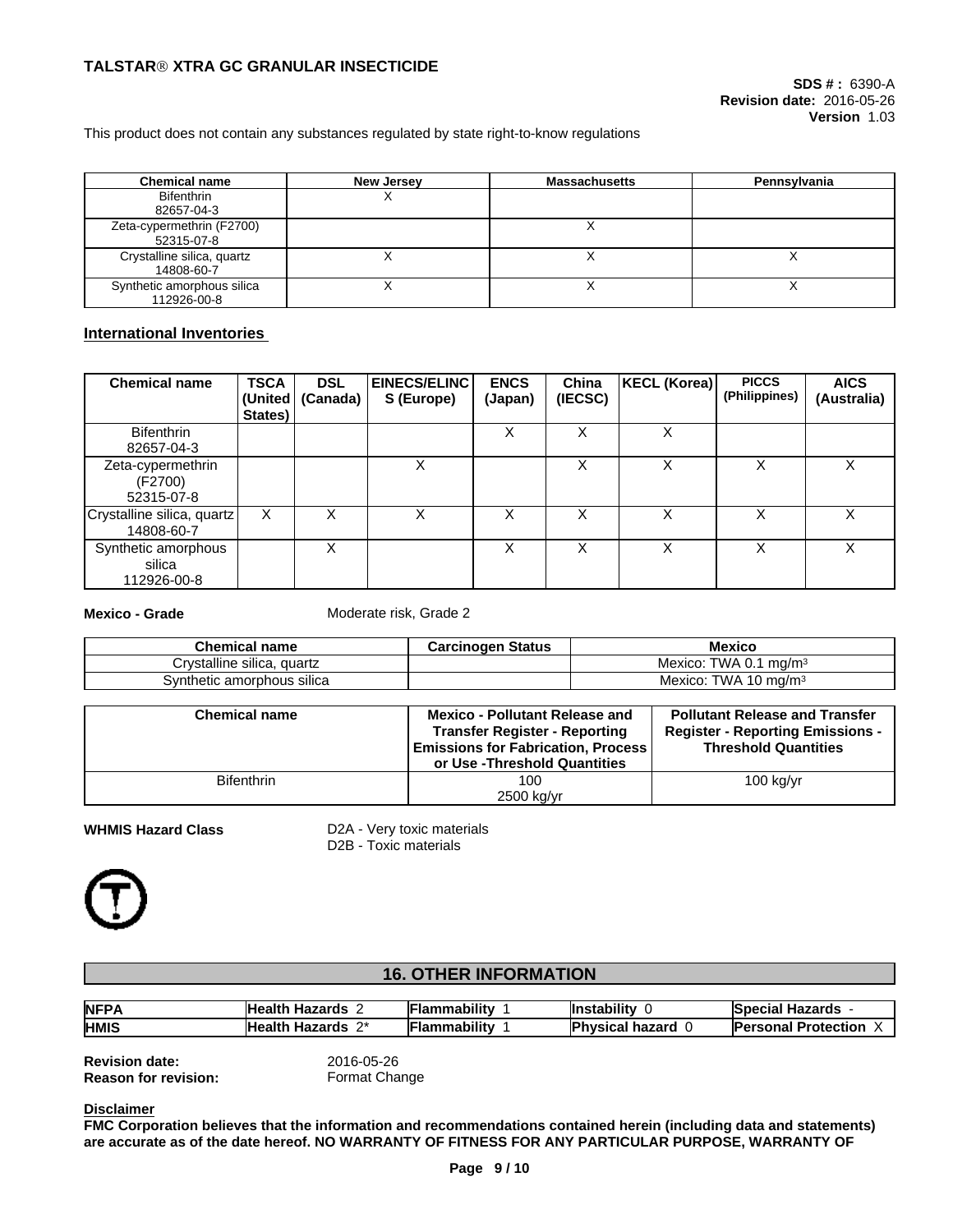This product does not contain any substances regulated by state right-to-know regulations

| Chemical name | New Jersey | Massachusetts | Pennsylvania |
|---|---|---|---|
| Bifenthrin<br>82657-04-3 | X | | |
| Zeta-cypermethrin (F2700)<br>52315-07-8 | | X | |
| Crystalline silica, quartz<br>14808-60-7 | X | X | X |
| Synthetic amorphous silica<br>112926-00-8 | X | X | X |

### International Inventories

| Chemical name | TSCA (United States) | DSL (Canada) | EINECS/ELINCS (Europe) | ENCS (Japan) | China (IECSC) | KECL (Korea) | PICCS (Philippines) | AICS (Australia) |
|---|---|---|---|---|---|---|---|---|
| Bifenthrin<br>82657-04-3 | | | | X | X | X | | |
| Zeta-cypermethrin (F2700)<br>52315-07-8 | | | X | | X | X | X | X |
| Crystalline silica, quartz<br>14808-60-7 | X | X | X | X | X | X | X | X |
| Synthetic amorphous silica<br>112926-00-8 | | X | | X | X | X | X | X |

**Mexico - Grade** Moderate risk, Grade 2

| Chemical name | Carcinogen Status | Mexico |
|---|---|---|
| Crystalline silica, quartz | | Mexico: TWA 0.1 mg/m³ |
| Synthetic amorphous silica | | Mexico: TWA 10 mg/m³ |

| Chemical name | Mexico - Pollutant Release and Transfer Register - Reporting Emissions for Fabrication, Process or Use -Threshold Quantities | Pollutant Release and Transfer Register - Reporting Emissions - Threshold Quantities |
|---|---|---|
| Bifenthrin | 100<br>2500 kg/yr | 100 kg/yr |

**WHMIS Hazard Class** D2A - Very toxic materials
D2B - Toxic materials

## 16. OTHER INFORMATION

| NFPA | Health Hazards 2 | Flammability 1 | Instability 0 | Special Hazards - |
|---|---|---|---|---|
| HMIS | Health Hazards 2* | Flammability 1 | Physical hazard 0 | Personal Protection X |

**Revision date:** 2016-05-26
**Reason for revision:** Format Change

**Disclaimer**

**FMC Corporation believes that the information and recommendations contained herein (including data and statements) are accurate as of the date hereof. NO WARRANTY OF FITNESS FOR ANY PARTICULAR PURPOSE, WARRANTY OF**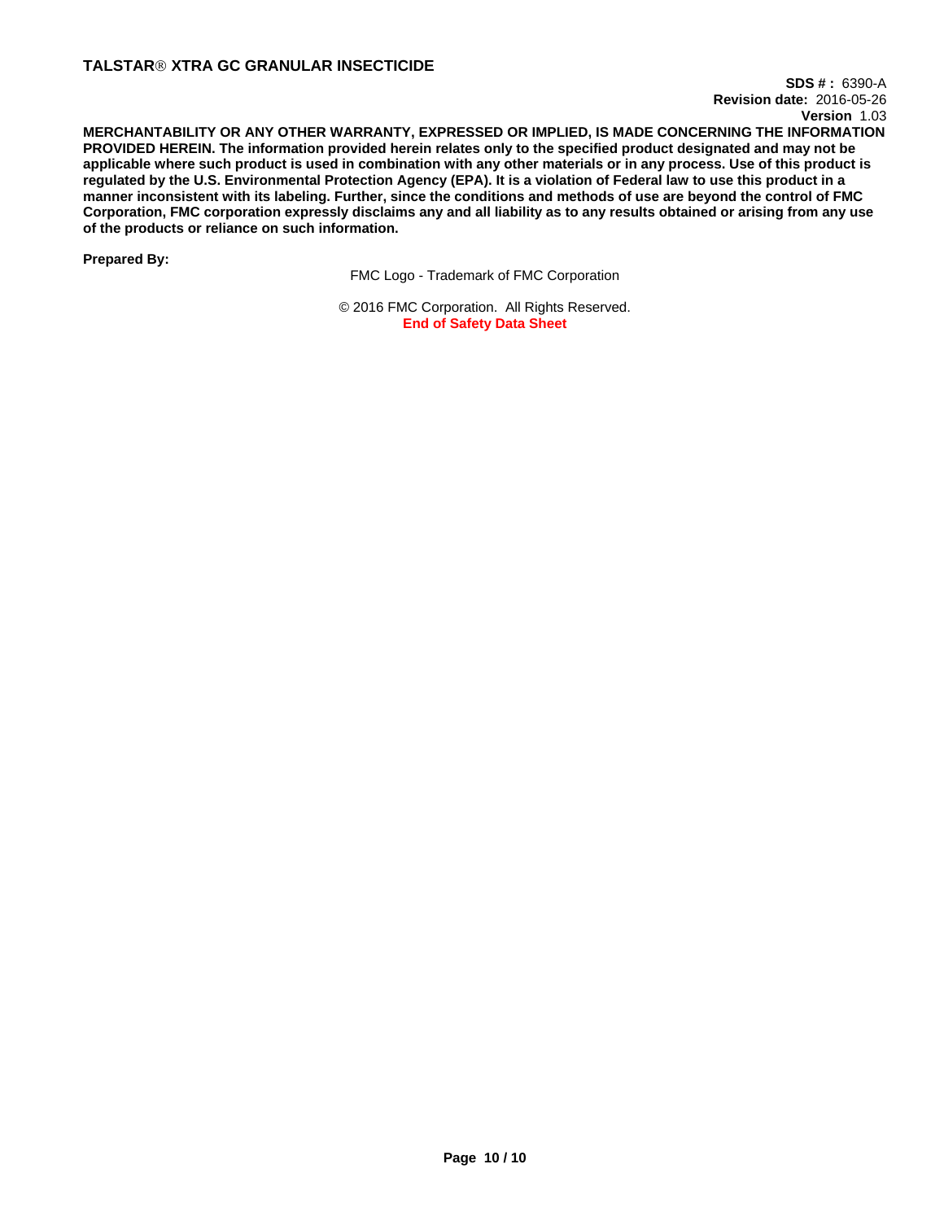**MERCHANTABILITY OR ANY OTHER WARRANTY, EXPRESSED OR IMPLIED, IS MADE CONCERNING THE INFORMATION PROVIDED HEREIN. The information provided herein relates only to the specified product designated and may not be applicable where such product is used in combination with any other materials or in any process. Use of this product is regulated by the U.S. Environmental Protection Agency (EPA). It is a violation of Federal law to use this product in a manner inconsistent with its labeling. Further, since the conditions and methods of use are beyond the control of FMC Corporation, FMC corporation expressly disclaims any and all liability as to any results obtained or arising from any use of the products or reliance on such information.**

**Prepared By:**

FMC Logo - Trademark of FMC Corporation

© 2016 FMC Corporation. All Rights Reserved.

**End of Safety Data Sheet**